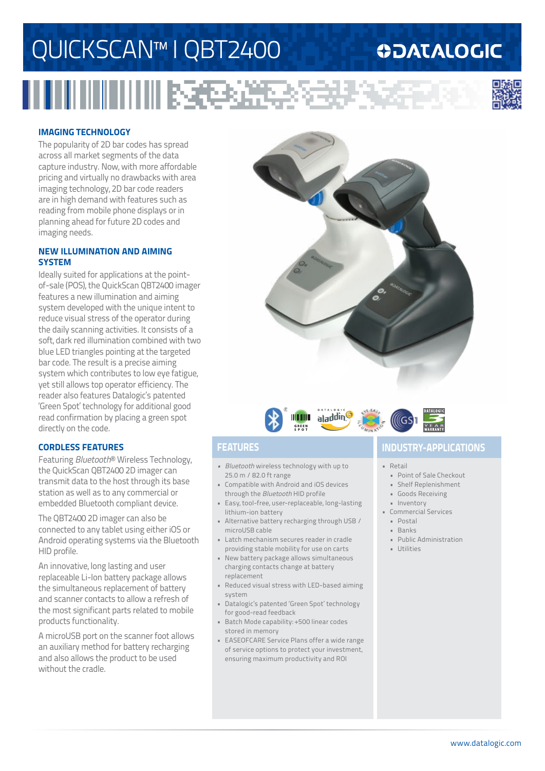# QUICKSCAN™ I QBT2400

DATALOGIC

## IMAGING TECHNOLOGY

The popularity of 2D bar codes has spread across all market segments of the data capture industry. Now, with more affordable pricing and virtually no drawbacks with area imaging technology, 2D bar code readers are in high demand with features such as reading from mobile phone displays or in planning ahead for future 2D codes and imaging needs.

## NEW ILLUMINATION AND AIMING SYSTEM

Ideally suited for applications at the point-of-sale (POS), the QuickScan QBT2400 imager features a new illumination and aiming system developed with the unique intent to reduce visual stress of the operator during the daily scanning activities. It consists of a soft, dark red illumination combined with two blue LED triangles pointing at the targeted bar code. The result is a precise aiming system which contributes to low eye fatigue, yet still allows top operator efficiency. The reader also features Datalogic's patented 'Green Spot' technology for additional good read confirmation by placing a green spot directly on the code.

## CORDLESS FEATURES

Featuring *Bluetooth*® Wireless Technology, the QuickScan QBT2400 2D imager can transmit data to the host through its base station as well as to any commercial or embedded Bluetooth compliant device.

The QBT2400 2D imager can also be connected to any tablet using either iOS or Android operating systems via the Bluetooth HID profile.

An innovative, long lasting and user replaceable Li-Ion battery package allows the simultaneous replacement of battery and scanner contacts to allow a refresh of the most significant parts related to mobile products functionality.

A microUSB port on the scanner foot allows an auxiliary method for battery recharging and also allows the product to be used without the cradle.

## FEATURES

- *Bluetooth* wireless technology with up to 25.0 m / 82.0 ft range
- Compatible with Android and iOS devices through the *Bluetooth* HID profile
- Easy, tool-free, user-replaceable, long-lasting lithium-ion battery
- Alternative battery recharging through USB / microUSB cable
- Latch mechanism secures reader in cradle providing stable mobility for use on carts
- New battery package allows simultaneous charging contacts change at battery replacement
- Reduced visual stress with LED-based aiming system
- Datalogic's patented 'Green Spot' technology for good-read feedback
- Batch Mode capability: +500 linear codes stored in memory
- EASEOFCARE Service Plans offer a wide range of service options to protect your investment, ensuring maximum productivity and ROI

## INDUSTRY-APPLICATIONS

- Retail
  - Point of Sale Checkout
  - Shelf Replenishment
  - Goods Receiving
  - Inventory
- Commercial Services
  - Postal
  - Banks
  - Public Administration
  - Utilities

www.datalogic.com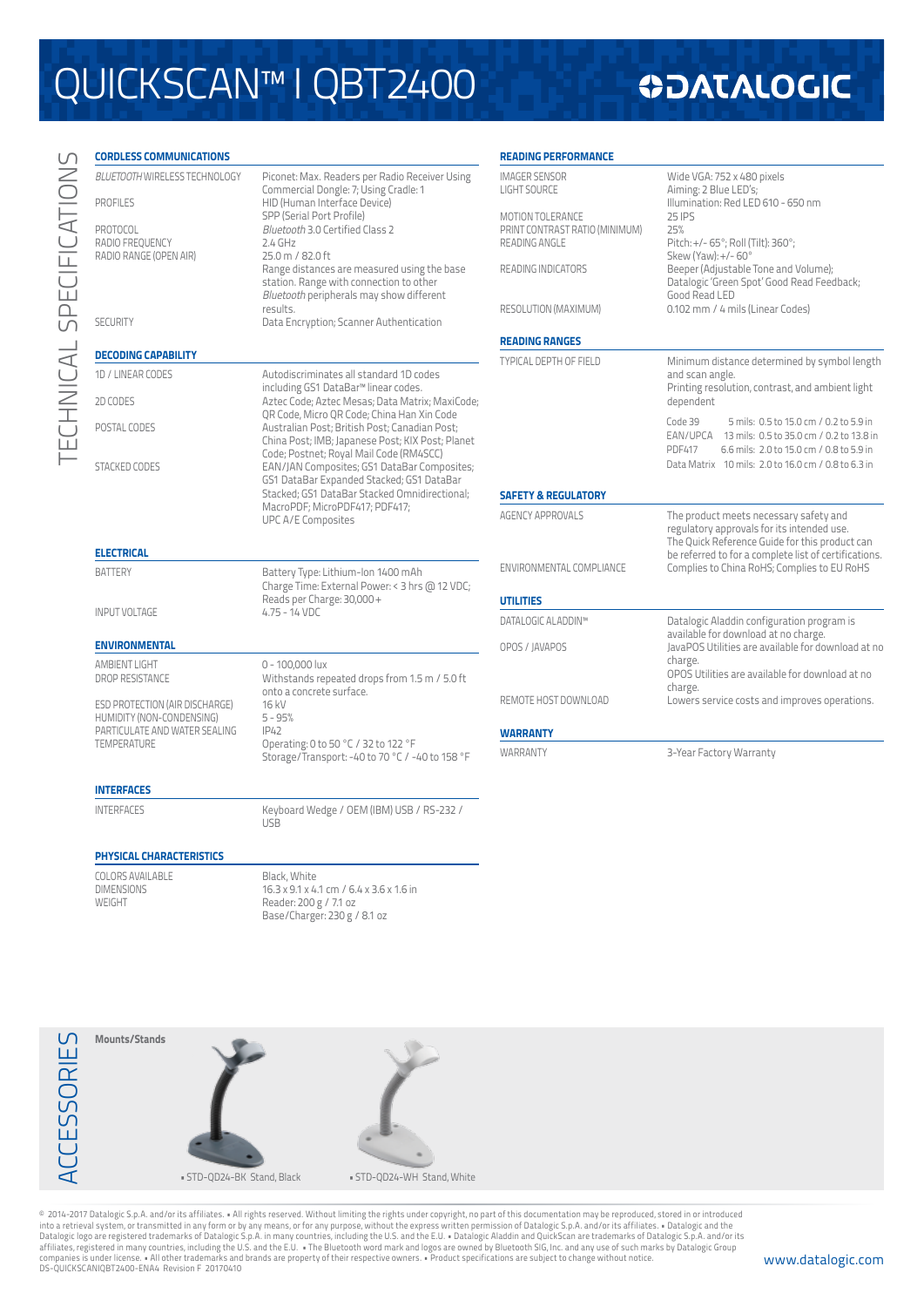# QUICKSCAN™ I QBT2400

DATALOGIC

## TECHNICAL SPECIFICATIONS

### CORDLESS COMMUNICATIONS

| | |
|---|---|
| *BLUETOOTH* WIRELESS TECHNOLOGY | Piconet: Max. Readers per Radio Receiver Using Commercial Dongle: 7; Using Cradle: 1 |
| PROFILES | HID (Human Interface Device) SPP (Serial Port Profile) |
| PROTOCOL | *Bluetooth* 3.0 Certified Class 2 |
| RADIO FREQUENCY | 2.4 GHz |
| RADIO RANGE (OPEN AIR) | 25.0 m / 82.0 ft<br>Range distances are measured using the base station. Range with connection to other *Bluetooth* peripherals may show different results. |
| SECURITY | Data Encryption; Scanner Authentication |

### DECODING CAPABILITY

| | |
|---|---|
| 1D / LINEAR CODES | Autodiscriminates all standard 1D codes including GS1 DataBar™ linear codes. |
| 2D CODES | Aztec Code; Aztec Mesas; Data Matrix; MaxiCode; QR Code, Micro QR Code; China Han Xin Code |
| POSTAL CODES | Australian Post; British Post; Canadian Post; China Post; IMB; Japanese Post; KIX Post; Planet Code; Postnet; Royal Mail Code (RM4SCC) |
| STACKED CODES | EAN/JAN Composites; GS1 DataBar Composites; GS1 DataBar Expanded Stacked; GS1 DataBar Stacked; GS1 DataBar Stacked Omnidirectional; MacroPDF; MicroPDF417; PDF417; UPC A/E Composites |

### ELECTRICAL

| | |
|---|---|
| BATTERY | Battery Type: Lithium-Ion 1400 mAh<br>Charge Time: External Power: < 3 hrs @ 12 VDC;<br>Reads per Charge: 30,000+ |
| INPUT VOLTAGE | 4.75 - 14 VDC |

### ENVIRONMENTAL

| | |
|---|---|
| AMBIENT LIGHT | 0 - 100,000 lux |
| DROP RESISTANCE | Withstands repeated drops from 1.5 m / 5.0 ft onto a concrete surface. |
| ESD PROTECTION (AIR DISCHARGE) | 16 kV |
| HUMIDITY (NON-CONDENSING) | 5 - 95% |
| PARTICULATE AND WATER SEALING | IP42 |
| TEMPERATURE | Operating: 0 to 50 °C / 32 to 122 °F<br>Storage/Transport: -40 to 70 °C / -40 to 158 °F |

### INTERFACES

| | |
|---|---|
| INTERFACES | Keyboard Wedge / OEM (IBM) USB / RS-232 / USB |

### PHYSICAL CHARACTERISTICS

| | |
|---|---|
| COLORS AVAILABLE | Black, White |
| DIMENSIONS | 16.3 x 9.1 x 4.1 cm / 6.4 x 3.6 x 1.6 in |
| WEIGHT | Reader: 200 g / 7.1 oz<br>Base/Charger: 230 g / 8.1 oz |

### READING PERFORMANCE

| | |
|---|---|
| IMAGER SENSOR | Wide VGA: 752 x 480 pixels |
| LIGHT SOURCE | Aiming: 2 Blue LED's;<br>Illumination: Red LED 610 - 650 nm |
| MOTION TOLERANCE | 25 IPS |
| PRINT CONTRAST RATIO (MINIMUM) | 25% |
| READING ANGLE | Pitch: +/- 65°; Roll (Tilt): 360°;<br>Skew (Yaw): +/- 60° |
| READING INDICATORS | Beeper (Adjustable Tone and Volume); Datalogic 'Green Spot' Good Read Feedback; Good Read LED |
| RESOLUTION (MAXIMUM) | 0.102 mm / 4 mils (Linear Codes) |

### READING RANGES

TYPICAL DEPTH OF FIELD

Minimum distance determined by symbol length and scan angle.
Printing resolution, contrast, and ambient light dependent

| | |
|---|---|
| Code 39 | 5 mils: 0.5 to 15.0 cm / 0.2 to 5.9 in |
| EAN/UPCA | 13 mils: 0.5 to 35.0 cm / 0.2 to 13.8 in |
| PDF417 | 6.6 mils: 2.0 to 15.0 cm / 0.8 to 5.9 in |
| Data Matrix | 10 mils: 2.0 to 16.0 cm / 0.8 to 6.3 in |

### SAFETY & REGULATORY

| | |
|---|---|
| AGENCY APPROVALS | The product meets necessary safety and regulatory approvals for its intended use. The Quick Reference Guide for this product can be referred to for a complete list of certifications. |
| ENVIRONMENTAL COMPLIANCE | Complies to China RoHS; Complies to EU RoHS |

### UTILITIES

| | |
|---|---|
| DATALOGIC ALADDIN™ | Datalogic Aladdin configuration program is available for download at no charge. |
| OPOS / JAVAPOS | JavaPOS Utilities are available for download at no charge.<br>OPOS Utilities are available for download at no charge. |
| REMOTE HOST DOWNLOAD | Lowers service costs and improves operations. |

### WARRANTY

| | |
|---|---|
| WARRANTY | 3-Year Factory Warranty |

## ACCESSORIES

**Mounts/Stands**

- STD-QD24-BK Stand, Black
- STD-QD24-WH Stand, White

© 2014-2017 Datalogic S.p.A. and/or its affiliates. • All rights reserved. Without limiting the rights under copyright, no part of this documentation may be reproduced, stored in or introduced into a retrieval system, or transmitted in any form or by any means, or for any purpose, without the express written permission of Datalogic S.p.A. and/or its affiliates. • Datalogic and the Datalogic logo are registered trademarks of Datalogic S.p.A. in many countries, including the U.S. and the E.U. • Datalogic Aladdin and QuickScan are trademarks of Datalogic S.p.A. and/or its affiliates, registered in many countries, including the U.S. and the E.U. • The Bluetooth word mark and logos are owned by Bluetooth SIG, Inc. and any use of such marks by Datalogic Group companies is under license. • All other trademarks and brands are property of their respective owners. • Product specifications are subject to change without notice.
DS-QUICKSCANIQBT2400-ENA4 Revision F 20170410

www.datalogic.com